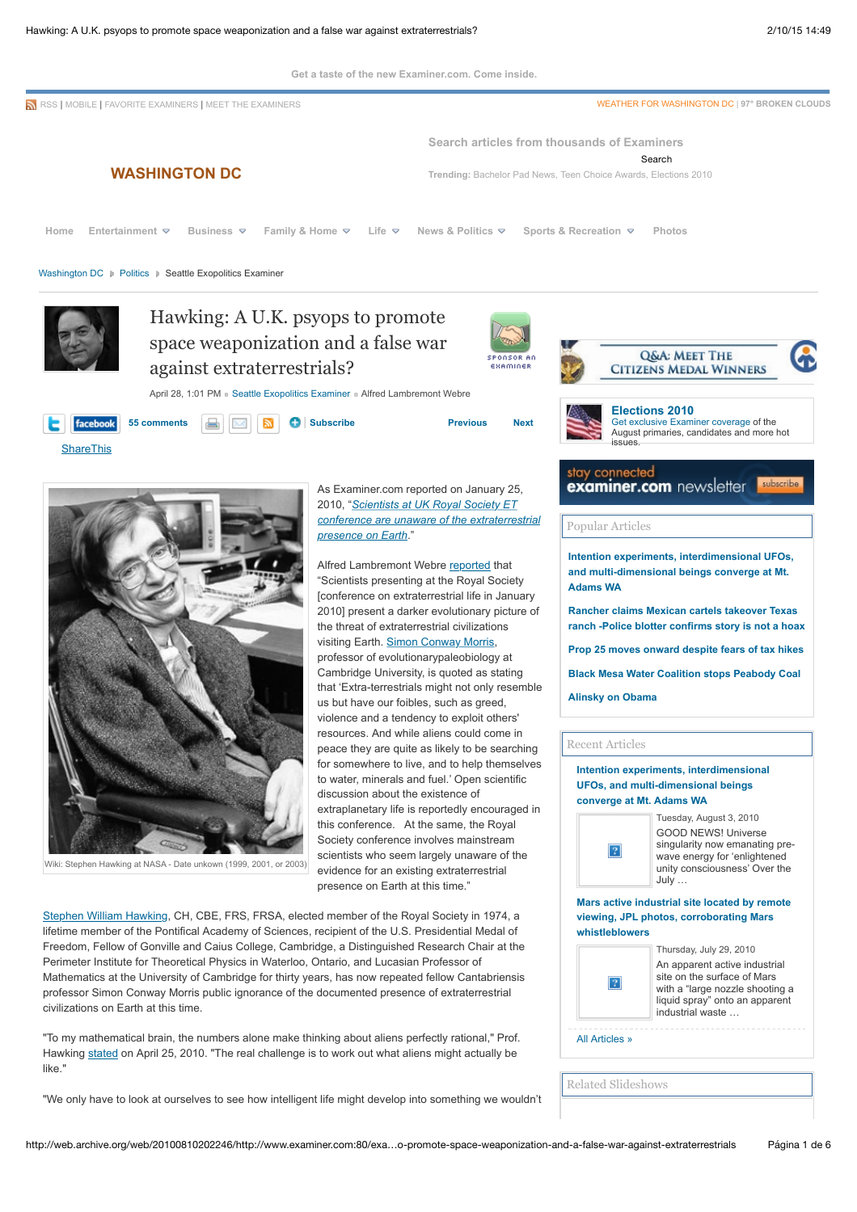Get a taste of the new Examiner.com. Come inside.

RSS | MOBILE | FAVORITE EXAMINERS | MEET THE EXAMINERS

WEATHER FOR WASHINGTON DC | 97° BROKEN CLOUDS

**WASHINGTON DC**

Search articles from thousands of Examiners

Search

**Trending:** Bachelor Pad News, Teen Choice Awards, Elections 2010

Home | Entertainment | Business | Family & Home | Life | News & Politics | Sports & Recreation | Photos

Washington DC > Politics > Seattle Exopolitics Examiner

# Hawking: A U.K. psyops to promote space weaponization and a false war against extraterrestrials?

SPONSOR AN EXAMINER

April 28, 1:01 PM ■ Seattle Exopolitics Examiner ■ Alfred Lambremont Webre

facebook | 55 comments | Subscribe | Previous | Next

ShareThis

Wiki: Stephen Hawking at NASA - Date unkown (1999, 2001, or 2003)

As Examiner.com reported on January 25, 2010, "*Scientists at UK Royal Society ET conference are unaware of the extraterrestrial presence on Earth*."

Alfred Lambremont Webre reported that "Scientists presenting at the Royal Society [conference on extraterrestrial life in January 2010] present a darker evolutionary picture of the threat of extraterrestrial civilizations visiting Earth. Simon Conway Morris, professor of evolutionarypaleobiology at Cambridge University, is quoted as stating that 'Extra-terrestrials might not only resemble us but have our foibles, such as greed, violence and a tendency to exploit others' resources. And while aliens could come in peace they are quite as likely to be searching for somewhere to live, and to help themselves to water, minerals and fuel.' Open scientific discussion about the existence of extraplanetary life is reportedly encouraged in this conference. At the same, the Royal Society conference involves mainstream scientists who seem largely unaware of the evidence for an existing extraterrestrial presence on Earth at this time."

Stephen William Hawking, CH, CBE, FRS, FRSA, elected member of the Royal Society in 1974, a lifetime member of the Pontifical Academy of Sciences, recipient of the U.S. Presidential Medal of Freedom, Fellow of Gonville and Caius College, Cambridge, a Distinguished Research Chair at the Perimeter Institute for Theoretical Physics in Waterloo, Ontario, and Lucasian Professor of Mathematics at the University of Cambridge for thirty years, has now repeated fellow Cantabriensis professor Simon Conway Morris public ignorance of the documented presence of extraterrestrial civilizations on Earth at this time.

"To my mathematical brain, the numbers alone make thinking about aliens perfectly rational," Prof. Hawking stated on April 25, 2010. "The real challenge is to work out what aliens might actually be like."

"We only have to look at ourselves to see how intelligent life might develop into something we wouldn't

Q&A: MEET THE CITIZENS MEDAL WINNERS

**Elections 2010**
Get exclusive Examiner coverage of the August primaries, candidates and more hot issues.

stay connected
examiner.com newsletter — subscribe

**Popular Articles**

- Intention experiments, interdimensional UFOs, and multi-dimensional beings converge at Mt. Adams WA
- Rancher claims Mexican cartels takeover Texas ranch -Police blotter confirms story is not a hoax
- Prop 25 moves onward despite fears of tax hikes
- Black Mesa Water Coalition stops Peabody Coal
- Alinsky on Obama

**Recent Articles**

**Intention experiments, interdimensional UFOs, and multi-dimensional beings converge at Mt. Adams WA**
Tuesday, August 3, 2010
GOOD NEWS! Universe singularity now emanating pre-wave energy for 'enlightened unity consciousness' Over the July …

**Mars active industrial site located by remote viewing, JPL photos, corroborating Mars whistleblowers**
Thursday, July 29, 2010
An apparent active industrial site on the surface of Mars with a "large nozzle shooting a liquid spray" onto an apparent industrial waste …

All Articles »

**Related Slideshows**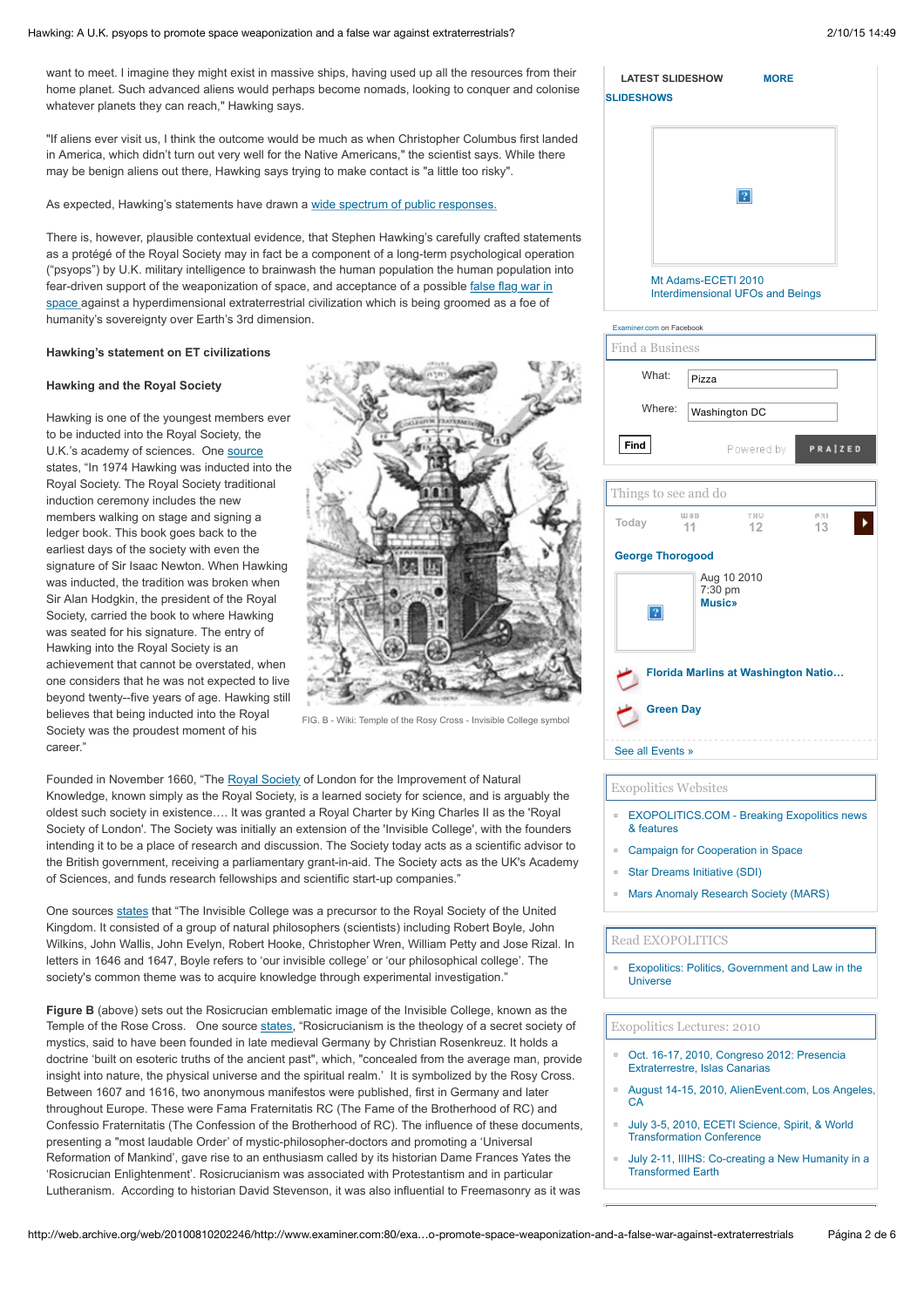want to meet. I imagine they might exist in massive ships, having used up all the resources from their home planet. Such advanced aliens would perhaps become nomads, looking to conquer and colonise whatever planets they can reach," Hawking says.

"If aliens ever visit us, I think the outcome would be much as when Christopher Columbus first landed in America, which didn't turn out very well for the Native Americans," the scientist says. While there may be benign aliens out there, Hawking says trying to make contact is "a little too risky".

As expected, Hawking's statements have drawn a wide spectrum of public responses.

There is, however, plausible contextual evidence, that Stephen Hawking's carefully crafted statements as a protégé of the Royal Society may in fact be a component of a long-term psychological operation ("psyops") by U.K. military intelligence to brainwash the human population into fear-driven support of the weaponization of space, and acceptance of a possible false flag war in space against a hyperdimensional extraterrestrial civilization which is being groomed as a foe of humanity's sovereignty over Earth's 3rd dimension.

**Hawking's statement on ET civilizations**

**Hawking and the Royal Society**

Hawking is one of the youngest members ever to be inducted into the Royal Society, the U.K.'s academy of sciences. One source states, "In 1974 Hawking was inducted into the Royal Society. The Royal Society traditional induction ceremony includes the new members walking on stage and signing a ledger book. This book goes back to the earliest days of the society with even the signature of Sir Isaac Newton. When Hawking was inducted, the tradition was broken when Sir Alan Hodgkin, the president of the Royal Society, carried the book to where Hawking was seated for his signature. The entry of Hawking into the Royal Society is an achievement that cannot be overstated, when one considers that he was not expected to live beyond twenty--five years of age. Hawking still believes that being inducted into the Royal Society was the proudest moment of his career."

FIG. B - Wiki: Temple of the Rosy Cross - Invisible College symbol

Founded in November 1660, "The Royal Society of London for the Improvement of Natural Knowledge, known simply as the Royal Society, is a learned society for science, and is arguably the oldest such society in existence.… It was granted a Royal Charter by King Charles II as the 'Royal Society of London'. The Society was initially an extension of the 'Invisible College', with the founders intending it to be a place of research and discussion. The Society today acts as a scientific advisor to the British government, receiving a parliamentary grant-in-aid. The Society acts as the UK's Academy of Sciences, and funds research fellowships and scientific start-up companies."

One sources states that "The Invisible College was a precursor to the Royal Society of the United Kingdom. It consisted of a group of natural philosophers (scientists) including Robert Boyle, John Wilkins, John Wallis, John Evelyn, Robert Hooke, Christopher Wren, William Petty and Jose Rizal. In letters in 1646 and 1647, Boyle refers to 'our invisible college' or 'our philosophical college'. The society's common theme was to acquire knowledge through experimental investigation."

**Figure B** (above) sets out the Rosicrucian emblematic image of the Invisible College, known as the Temple of the Rose Cross. One source states, "Rosicrucianism is the theology of a secret society of mystics, said to have been founded in late medieval Germany by Christian Rosenkreuz. It holds a doctrine 'built on esoteric truths of the ancient past", which, "concealed from the average man, provide insight into nature, the physical universe and the spiritual realm.' It is symbolized by the Rosy Cross. Between 1607 and 1616, two anonymous manifestos were published, first in Germany and later throughout Europe. These were Fama Fraternitatis RC (The Fame of the Brotherhood of RC) and Confessio Fraternitatis (The Confession of the Brotherhood of RC). The influence of these documents, presenting a "most laudable Order' of mystic-philosopher-doctors and promoting a 'Universal Reformation of Mankind', gave rise to an enthusiasm called by its historian Dame Frances Yates the 'Rosicrucian Enlightenment'. Rosicrucianism was associated with Protestantism and in particular Lutheranism. According to historian David Stevenson, it was also influential to Freemasonry as it was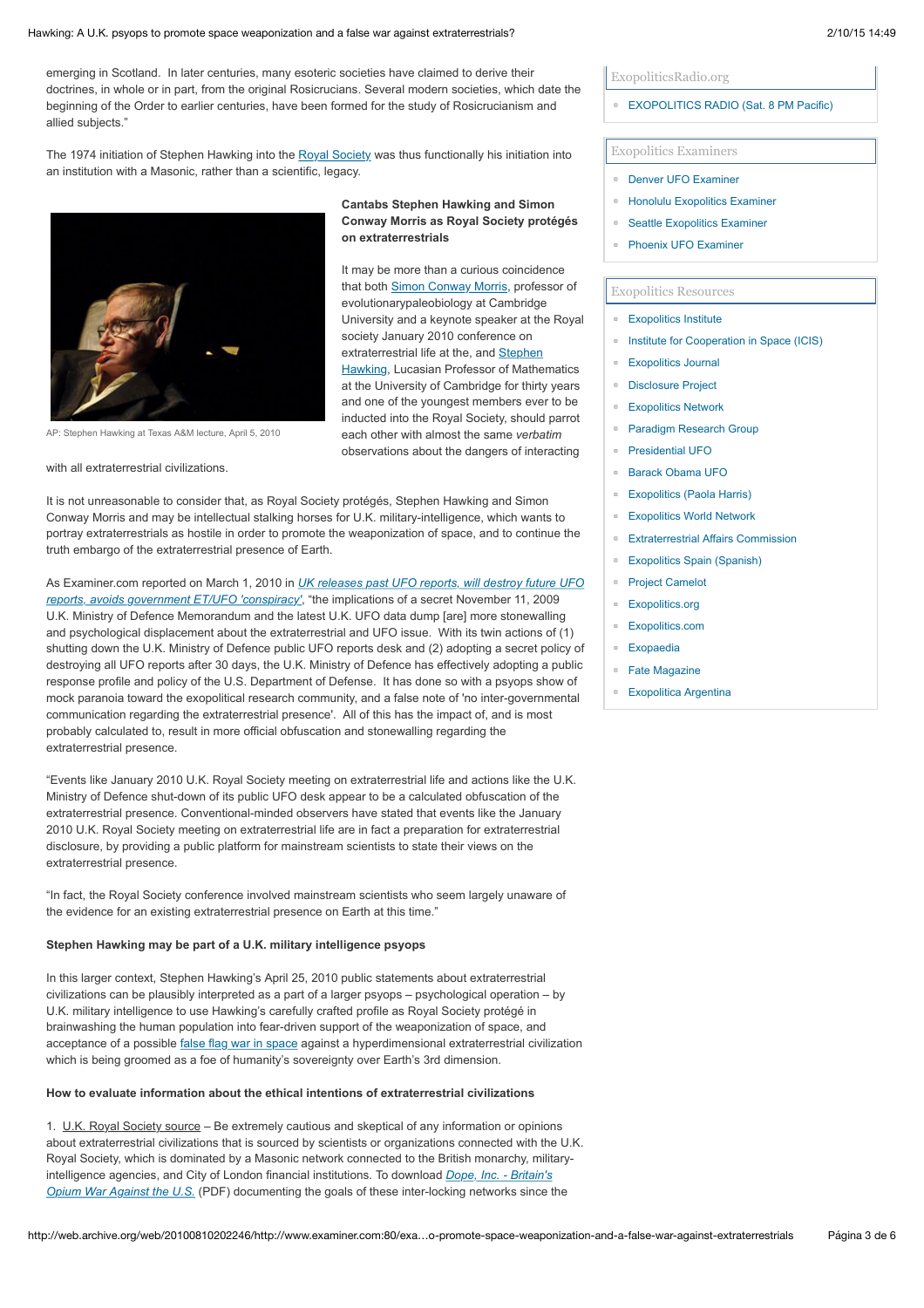emerging in Scotland. In later centuries, many esoteric societies have claimed to derive their doctrines, in whole or in part, from the original Rosicrucians. Several modern societies, which date the beginning of the Order to earlier centuries, have been formed for the study of Rosicrucianism and allied subjects."

The 1974 initiation of Stephen Hawking into the Royal Society was thus functionally his initiation into an institution with a Masonic, rather than a scientific, legacy.

AP: Stephen Hawking at Texas A&M lecture, April 5, 2010

**Cantabs Stephen Hawking and Simon Conway Morris as Royal Society protégés on extraterrestrials**

It may be more than a curious coincidence that both Simon Conway Morris, professor of evolutionarypaleobiology at Cambridge University and a keynote speaker at the Royal society January 2010 conference on extraterrestrial life at the, and Stephen Hawking, Lucasian Professor of Mathematics at the University of Cambridge for thirty years and one of the youngest members ever to be inducted into the Royal Society, should parrot each other with almost the same *verbatim* observations about the dangers of interacting with all extraterrestrial civilizations.

It is not unreasonable to consider that, as Royal Society protégés, Stephen Hawking and Simon Conway Morris and may be intellectual stalking horses for U.K. military-intelligence, which wants to portray extraterrestrials as hostile in order to promote the weaponization of space, and to continue the truth embargo of the extraterrestrial presence of Earth.

As Examiner.com reported on March 1, 2010 in *UK releases past UFO reports, will destroy future UFO reports, avoids government ET/UFO 'conspiracy'*, "the implications of a secret November 11, 2009 U.K. Ministry of Defence Memorandum and the latest U.K. UFO data dump [are] more stonewalling and psychological displacement about the extraterrestrial and UFO issue. With its twin actions of (1) shutting down the U.K. Ministry of Defence public UFO reports desk and (2) adopting a secret policy of destroying all UFO reports after 30 days, the U.K. Ministry of Defence has effectively adopting a public response profile and policy of the U.S. Department of Defense. It has done so with a psyops show of mock paranoia toward the exopolitical research community, and a false note of 'no inter-governmental communication regarding the extraterrestrial presence'. All of this has the impact of, and is most probably calculated to, result in more official obfuscation and stonewalling regarding the extraterrestrial presence.

"Events like January 2010 U.K. Royal Society meeting on extraterrestrial life and actions like the U.K. Ministry of Defence shut-down of its public UFO desk appear to be a calculated obfuscation of the extraterrestrial presence. Conventional-minded observers have stated that events like the January 2010 U.K. Royal Society meeting on extraterrestrial life are in fact a preparation for extraterrestrial disclosure, by providing a public platform for mainstream scientists to state their views on the extraterrestrial presence.

"In fact, the Royal Society conference involved mainstream scientists who seem largely unaware of the evidence for an existing extraterrestrial presence on Earth at this time."

**Stephen Hawking may be part of a U.K. military intelligence psyops**

In this larger context, Stephen Hawking's April 25, 2010 public statements about extraterrestrial civilizations can be plausibly interpreted as a part of a larger psyops – psychological operation – by U.K. military intelligence to use Hawking's carefully crafted profile as Royal Society protégé in brainwashing the human population into fear-driven support of the weaponization of space, and acceptance of a possible false flag war in space against a hyperdimensional extraterrestrial civilization which is being groomed as a foe of humanity's sovereignty over Earth's 3rd dimension.

**How to evaluate information about the ethical intentions of extraterrestrial civilizations**

1. U.K. Royal Society source – Be extremely cautious and skeptical of any information or opinions about extraterrestrial civilizations that is sourced by scientists or organizations connected with the U.K. Royal Society, which is dominated by a Masonic network connected to the British monarchy, military-intelligence agencies, and City of London financial institutions. To download *Dope, Inc. - Britain's Opium War Against the U.S.* (PDF) documenting the goals of these inter-locking networks since the

ExopoliticsRadio.org

- EXOPOLITICS RADIO (Sat. 8 PM Pacific)

Exopolitics Examiners

- Denver UFO Examiner
- Honolulu Exopolitics Examiner
- Seattle Exopolitics Examiner
- Phoenix UFO Examiner

Exopolitics Resources

- Exopolitics Institute
- Institute for Cooperation in Space (ICIS)
- Exopolitics Journal
- Disclosure Project
- Exopolitics Network
- Paradigm Research Group
- Presidential UFO
- Barack Obama UFO
- Exopolitics (Paola Harris)
- Exopolitics World Network
- Extraterrestrial Affairs Commission
- Exopolitics Spain (Spanish)
- Project Camelot
- Exopolitics.org
- Exopolitics.com
- Exopaedia
- Fate Magazine
- Exopolitica Argentina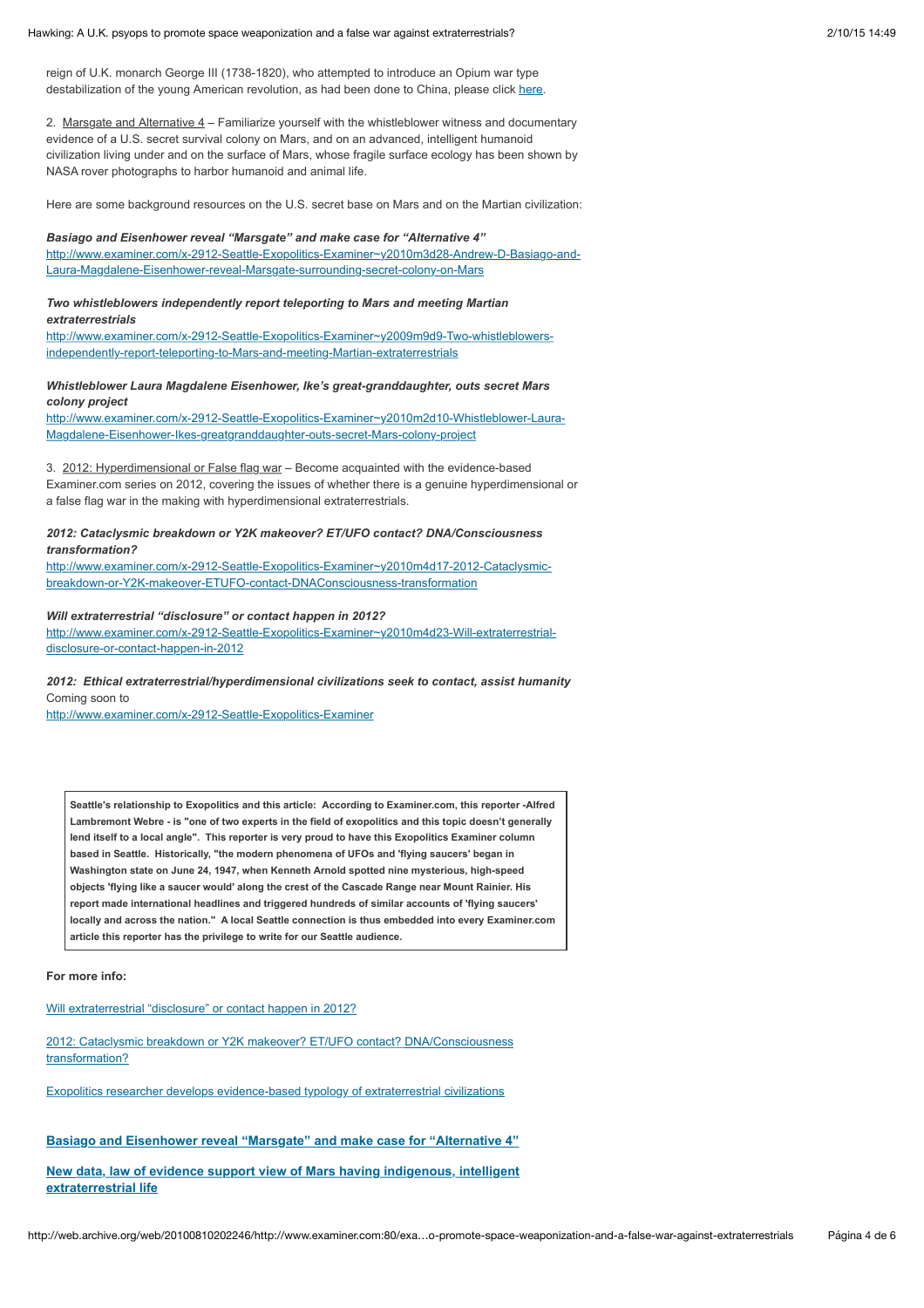reign of U.K. monarch George III (1738-1820), who attempted to introduce an Opium war type destabilization of the young American revolution, as had been done to China, please click here.

2. Marsgate and Alternative 4 – Familiarize yourself with the whistleblower witness and documentary evidence of a U.S. secret survival colony on Mars, and on an advanced, intelligent humanoid civilization living under and on the surface of Mars, whose fragile surface ecology has been shown by NASA rover photographs to harbor humanoid and animal life.

Here are some background resources on the U.S. secret base on Mars and on the Martian civilization:

***Basiago and Eisenhower reveal "Marsgate" and make case for "Alternative 4"***
http://www.examiner.com/x-2912-Seattle-Exopolitics-Examiner~y2010m3d28-Andrew-D-Basiago-and-Laura-Magdalene-Eisenhower-reveal-Marsgate-surrounding-secret-colony-on-Mars

***Two whistleblowers independently report teleporting to Mars and meeting Martian extraterrestrials***
http://www.examiner.com/x-2912-Seattle-Exopolitics-Examiner~y2009m9d9-Two-whistleblowers-independently-report-teleporting-to-Mars-and-meeting-Martian-extraterrestrials

***Whistleblower Laura Magdalene Eisenhower, Ike's great-granddaughter, outs secret Mars colony project***
http://www.examiner.com/x-2912-Seattle-Exopolitics-Examiner~y2010m2d10-Whistleblower-Laura-Magdalene-Eisenhower-Ikes-greatgranddaughter-outs-secret-Mars-colony-project

3. 2012: Hyperdimensional or False flag war – Become acquainted with the evidence-based Examiner.com series on 2012, covering the issues of whether there is a genuine hyperdimensional or a false flag war in the making with hyperdimensional extraterrestrials.

***2012: Cataclysmic breakdown or Y2K makeover? ET/UFO contact? DNA/Consciousness transformation?***
http://www.examiner.com/x-2912-Seattle-Exopolitics-Examiner~y2010m4d17-2012-Cataclysmic-breakdown-or-Y2K-makeover-ETUFO-contact-DNAConsciousness-transformation

***Will extraterrestrial "disclosure" or contact happen in 2012?***
http://www.examiner.com/x-2912-Seattle-Exopolitics-Examiner~y2010m4d23-Will-extraterrestrial-disclosure-or-contact-happen-in-2012

***2012: Ethical extraterrestrial/hyperdimensional civilizations seek to contact, assist humanity***
Coming soon to
http://www.examiner.com/x-2912-Seattle-Exopolitics-Examiner

**Seattle's relationship to Exopolitics and this article: According to Examiner.com, this reporter -Alfred Lambremont Webre - is "one of two experts in the field of exopolitics and this topic doesn't generally lend itself to a local angle". This reporter is very proud to have this Exopolitics Examiner column based in Seattle. Historically, "the modern phenomena of UFOs and 'flying saucers' began in Washington state on June 24, 1947, when Kenneth Arnold spotted nine mysterious, high-speed objects 'flying like a saucer would' along the crest of the Cascade Range near Mount Rainier. His report made international headlines and triggered hundreds of similar accounts of 'flying saucers' locally and across the nation." A local Seattle connection is thus embedded into every Examiner.com article this reporter has the privilege to write for our Seattle audience.**

**For more info:**

Will extraterrestrial "disclosure" or contact happen in 2012?

2012: Cataclysmic breakdown or Y2K makeover? ET/UFO contact? DNA/Consciousness transformation?

Exopolitics researcher develops evidence-based typology of extraterrestrial civilizations

**Basiago and Eisenhower reveal "Marsgate" and make case for "Alternative 4"**

**New data, law of evidence support view of Mars having indigenous, intelligent extraterrestrial life**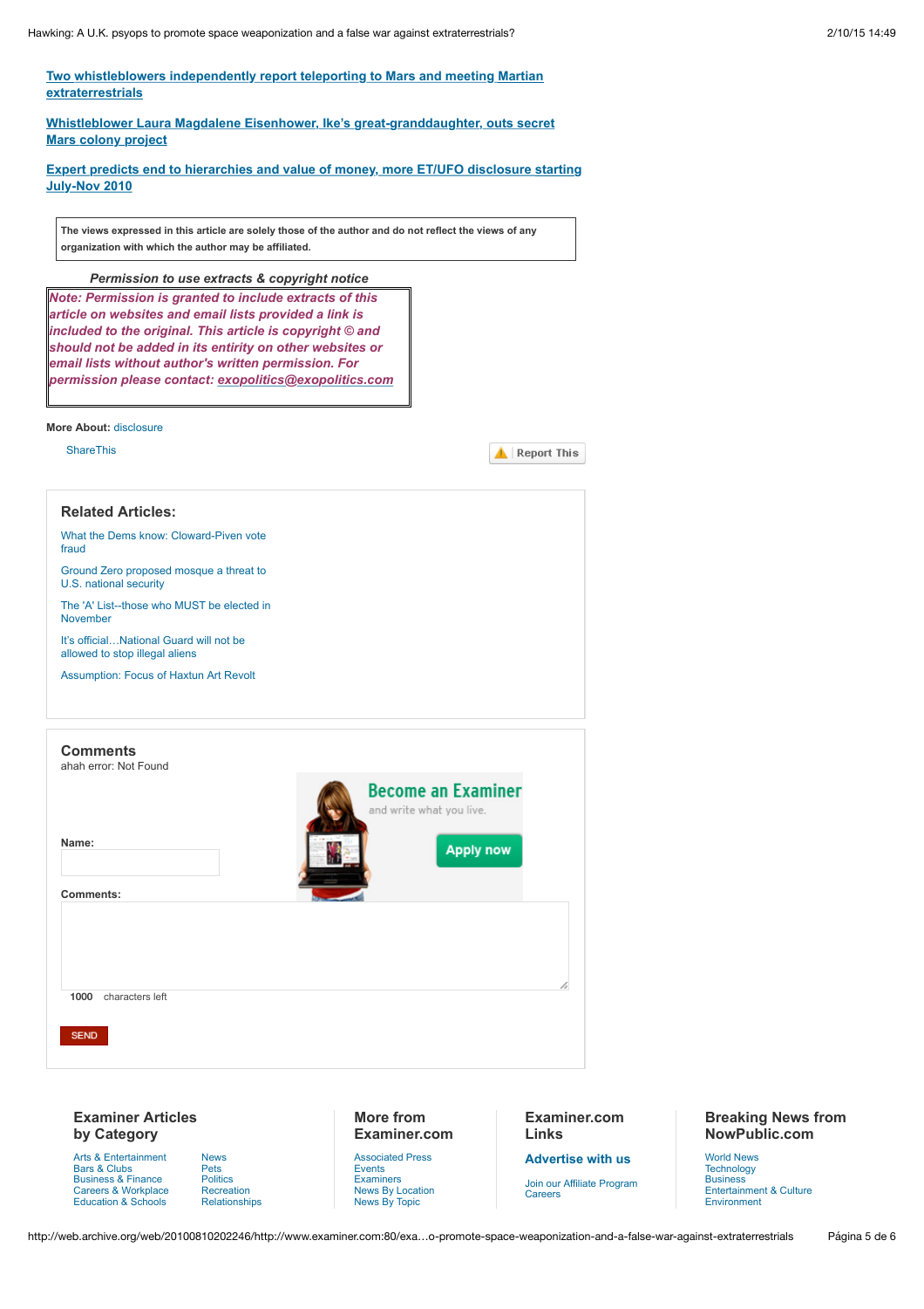**Two whistleblowers independently report teleporting to Mars and meeting Martian extraterrestrials**

**Whistleblower Laura Magdalene Eisenhower, Ike's great-granddaughter, outs secret Mars colony project**

**Expert predicts end to hierarchies and value of money, more ET/UFO disclosure starting July-Nov 2010**

**The views expressed in this article are solely those of the author and do not reflect the views of any organization with which the author may be affiliated.**

***Permission to use extracts & copyright notice***

***Note: Permission is granted to include extracts of this article on websites and email lists provided a link is included to the original. This article is copyright © and should not be added in its entirity on other websites or email lists without author's written permission. For permission please contact: exopolitics@exopolitics.com***

**More About:** disclosure

ShareThis

Report This

## Related Articles:

- What the Dems know: Cloward-Piven vote fraud
- Ground Zero proposed mosque a threat to U.S. national security
- The 'A' List--those who MUST be elected in November
- It's official…National Guard will not be allowed to stop illegal aliens
- Assumption: Focus of Haxtun Art Revolt

## Comments

ahah error: Not Found

Become an Examiner
and write what you live.
Apply now

**Name:**

**Comments:**

1000 characters left

SEND

### Examiner Articles by Category

Arts & Entertainment
Bars & Clubs
Business & Finance
Careers & Workplace
Education & Schools
News
Pets
Politics
Recreation
Relationships

### More from Examiner.com

Associated Press
Events
Examiners
News By Location
News By Topic

### Examiner.com Links

**Advertise with us**

Join our Affiliate Program
Careers

### Breaking News from NowPublic.com

World News
Technology
Business
Entertainment & Culture
Environment